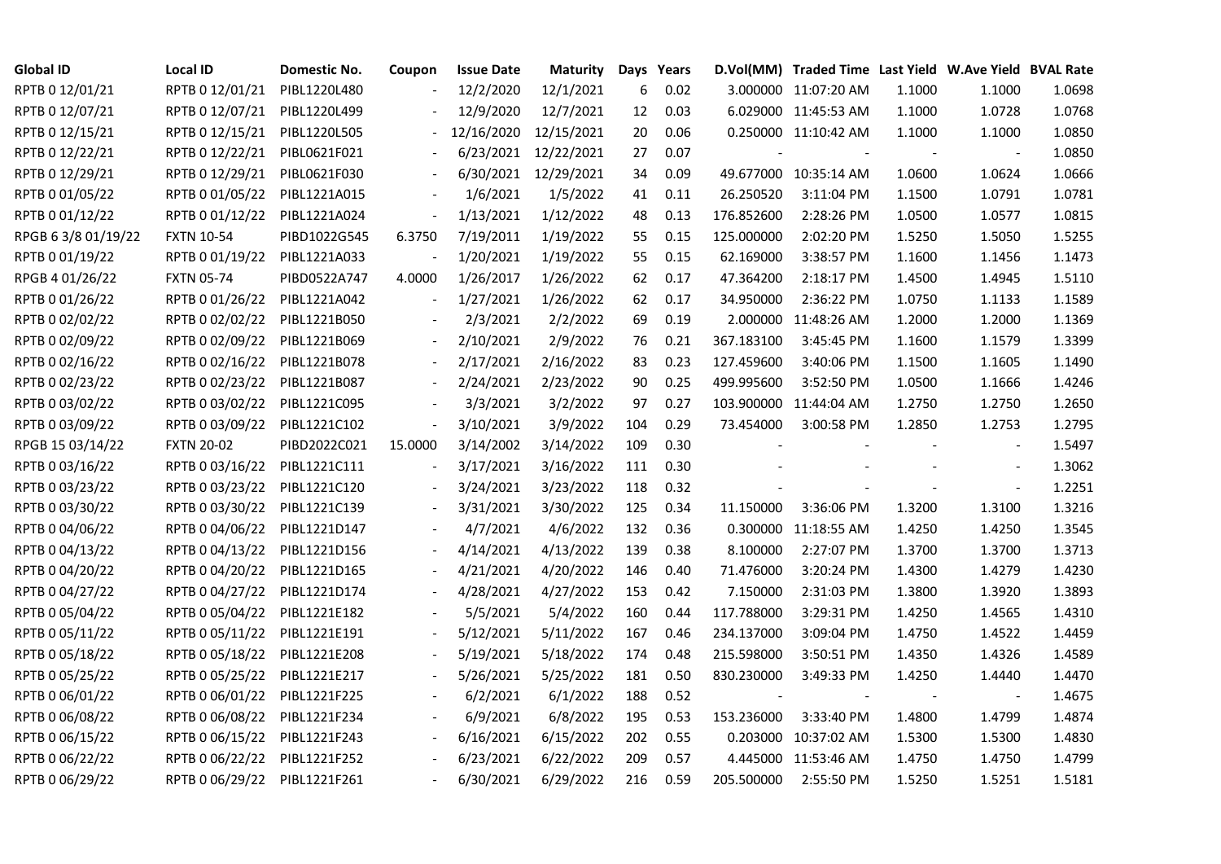| Global ID | Local ID | Domestic No. | Coupon | Issue Date | Maturity | Days | Years | D.Vol(MM) | Traded Time | Last Yield | W.Ave Yield | BVAL Rate |
|---|---|---|---|---|---|---|---|---|---|---|---|---|
| RPTB 0 12/01/21 | RPTB 0 12/01/21 | PIBL1220L480 | - | 12/2/2020 | 12/1/2021 | 6 | 0.02 | 3.000000 | 11:07:20 AM | 1.1000 | 1.1000 | 1.0698 |
| RPTB 0 12/07/21 | RPTB 0 12/07/21 | PIBL1220L499 | - | 12/9/2020 | 12/7/2021 | 12 | 0.03 | 6.029000 | 11:45:53 AM | 1.1000 | 1.0728 | 1.0768 |
| RPTB 0 12/15/21 | RPTB 0 12/15/21 | PIBL1220L505 | - | 12/16/2020 | 12/15/2021 | 20 | 0.06 | 0.250000 | 11:10:42 AM | 1.1000 | 1.1000 | 1.0850 |
| RPTB 0 12/22/21 | RPTB 0 12/22/21 | PIBL0621F021 | - | 6/23/2021 | 12/22/2021 | 27 | 0.07 | - | - | - | - | 1.0850 |
| RPTB 0 12/29/21 | RPTB 0 12/29/21 | PIBL0621F030 | - | 6/30/2021 | 12/29/2021 | 34 | 0.09 | 49.677000 | 10:35:14 AM | 1.0600 | 1.0624 | 1.0666 |
| RPTB 0 01/05/22 | RPTB 0 01/05/22 | PIBL1221A015 | - | 1/6/2021 | 1/5/2022 | 41 | 0.11 | 26.250520 | 3:11:04 PM | 1.1500 | 1.0791 | 1.0781 |
| RPTB 0 01/12/22 | RPTB 0 01/12/22 | PIBL1221A024 | - | 1/13/2021 | 1/12/2022 | 48 | 0.13 | 176.852600 | 2:28:26 PM | 1.0500 | 1.0577 | 1.0815 |
| RPGB 6 3/8 01/19/22 | FXTN 10-54 | PIBD1022G545 | 6.3750 | 7/19/2011 | 1/19/2022 | 55 | 0.15 | 125.000000 | 2:02:20 PM | 1.5250 | 1.5050 | 1.5255 |
| RPTB 0 01/19/22 | RPTB 0 01/19/22 | PIBL1221A033 | - | 1/20/2021 | 1/19/2022 | 55 | 0.15 | 62.169000 | 3:38:57 PM | 1.1600 | 1.1456 | 1.1473 |
| RPGB 4 01/26/22 | FXTN 05-74 | PIBD0522A747 | 4.0000 | 1/26/2017 | 1/26/2022 | 62 | 0.17 | 47.364200 | 2:18:17 PM | 1.4500 | 1.4945 | 1.5110 |
| RPTB 0 01/26/22 | RPTB 0 01/26/22 | PIBL1221A042 | - | 1/27/2021 | 1/26/2022 | 62 | 0.17 | 34.950000 | 2:36:22 PM | 1.0750 | 1.1133 | 1.1589 |
| RPTB 0 02/02/22 | RPTB 0 02/02/22 | PIBL1221B050 | - | 2/3/2021 | 2/2/2022 | 69 | 0.19 | 2.000000 | 11:48:26 AM | 1.2000 | 1.2000 | 1.1369 |
| RPTB 0 02/09/22 | RPTB 0 02/09/22 | PIBL1221B069 | - | 2/10/2021 | 2/9/2022 | 76 | 0.21 | 367.183100 | 3:45:45 PM | 1.1600 | 1.1579 | 1.3399 |
| RPTB 0 02/16/22 | RPTB 0 02/16/22 | PIBL1221B078 | - | 2/17/2021 | 2/16/2022 | 83 | 0.23 | 127.459600 | 3:40:06 PM | 1.1500 | 1.1605 | 1.1490 |
| RPTB 0 02/23/22 | RPTB 0 02/23/22 | PIBL1221B087 | - | 2/24/2021 | 2/23/2022 | 90 | 0.25 | 499.995600 | 3:52:50 PM | 1.0500 | 1.1666 | 1.4246 |
| RPTB 0 03/02/22 | RPTB 0 03/02/22 | PIBL1221C095 | - | 3/3/2021 | 3/2/2022 | 97 | 0.27 | 103.900000 | 11:44:04 AM | 1.2750 | 1.2750 | 1.2650 |
| RPTB 0 03/09/22 | RPTB 0 03/09/22 | PIBL1221C102 | - | 3/10/2021 | 3/9/2022 | 104 | 0.29 | 73.454000 | 3:00:58 PM | 1.2850 | 1.2753 | 1.2795 |
| RPGB 15 03/14/22 | FXTN 20-02 | PIBD2022C021 | 15.0000 | 3/14/2002 | 3/14/2022 | 109 | 0.30 | - | - | - | - | 1.5497 |
| RPTB 0 03/16/22 | RPTB 0 03/16/22 | PIBL1221C111 | - | 3/17/2021 | 3/16/2022 | 111 | 0.30 | - | - | - | - | 1.3062 |
| RPTB 0 03/23/22 | RPTB 0 03/23/22 | PIBL1221C120 | - | 3/24/2021 | 3/23/2022 | 118 | 0.32 | - | - | - | - | 1.2251 |
| RPTB 0 03/30/22 | RPTB 0 03/30/22 | PIBL1221C139 | - | 3/31/2021 | 3/30/2022 | 125 | 0.34 | 11.150000 | 3:36:06 PM | 1.3200 | 1.3100 | 1.3216 |
| RPTB 0 04/06/22 | RPTB 0 04/06/22 | PIBL1221D147 | - | 4/7/2021 | 4/6/2022 | 132 | 0.36 | 0.300000 | 11:18:55 AM | 1.4250 | 1.4250 | 1.3545 |
| RPTB 0 04/13/22 | RPTB 0 04/13/22 | PIBL1221D156 | - | 4/14/2021 | 4/13/2022 | 139 | 0.38 | 8.100000 | 2:27:07 PM | 1.3700 | 1.3700 | 1.3713 |
| RPTB 0 04/20/22 | RPTB 0 04/20/22 | PIBL1221D165 | - | 4/21/2021 | 4/20/2022 | 146 | 0.40 | 71.476000 | 3:20:24 PM | 1.4300 | 1.4279 | 1.4230 |
| RPTB 0 04/27/22 | RPTB 0 04/27/22 | PIBL1221D174 | - | 4/28/2021 | 4/27/2022 | 153 | 0.42 | 7.150000 | 2:31:03 PM | 1.3800 | 1.3920 | 1.3893 |
| RPTB 0 05/04/22 | RPTB 0 05/04/22 | PIBL1221E182 | - | 5/5/2021 | 5/4/2022 | 160 | 0.44 | 117.788000 | 3:29:31 PM | 1.4250 | 1.4565 | 1.4310 |
| RPTB 0 05/11/22 | RPTB 0 05/11/22 | PIBL1221E191 | - | 5/12/2021 | 5/11/2022 | 167 | 0.46 | 234.137000 | 3:09:04 PM | 1.4750 | 1.4522 | 1.4459 |
| RPTB 0 05/18/22 | RPTB 0 05/18/22 | PIBL1221E208 | - | 5/19/2021 | 5/18/2022 | 174 | 0.48 | 215.598000 | 3:50:51 PM | 1.4350 | 1.4326 | 1.4589 |
| RPTB 0 05/25/22 | RPTB 0 05/25/22 | PIBL1221E217 | - | 5/26/2021 | 5/25/2022 | 181 | 0.50 | 830.230000 | 3:49:33 PM | 1.4250 | 1.4440 | 1.4470 |
| RPTB 0 06/01/22 | RPTB 0 06/01/22 | PIBL1221F225 | - | 6/2/2021 | 6/1/2022 | 188 | 0.52 | - | - | - | - | 1.4675 |
| RPTB 0 06/08/22 | RPTB 0 06/08/22 | PIBL1221F234 | - | 6/9/2021 | 6/8/2022 | 195 | 0.53 | 153.236000 | 3:33:40 PM | 1.4800 | 1.4799 | 1.4874 |
| RPTB 0 06/15/22 | RPTB 0 06/15/22 | PIBL1221F243 | - | 6/16/2021 | 6/15/2022 | 202 | 0.55 | 0.203000 | 10:37:02 AM | 1.5300 | 1.5300 | 1.4830 |
| RPTB 0 06/22/22 | RPTB 0 06/22/22 | PIBL1221F252 | - | 6/23/2021 | 6/22/2022 | 209 | 0.57 | 4.445000 | 11:53:46 AM | 1.4750 | 1.4750 | 1.4799 |
| RPTB 0 06/29/22 | RPTB 0 06/29/22 | PIBL1221F261 | - | 6/30/2021 | 6/29/2022 | 216 | 0.59 | 205.500000 | 2:55:50 PM | 1.5250 | 1.5251 | 1.5181 |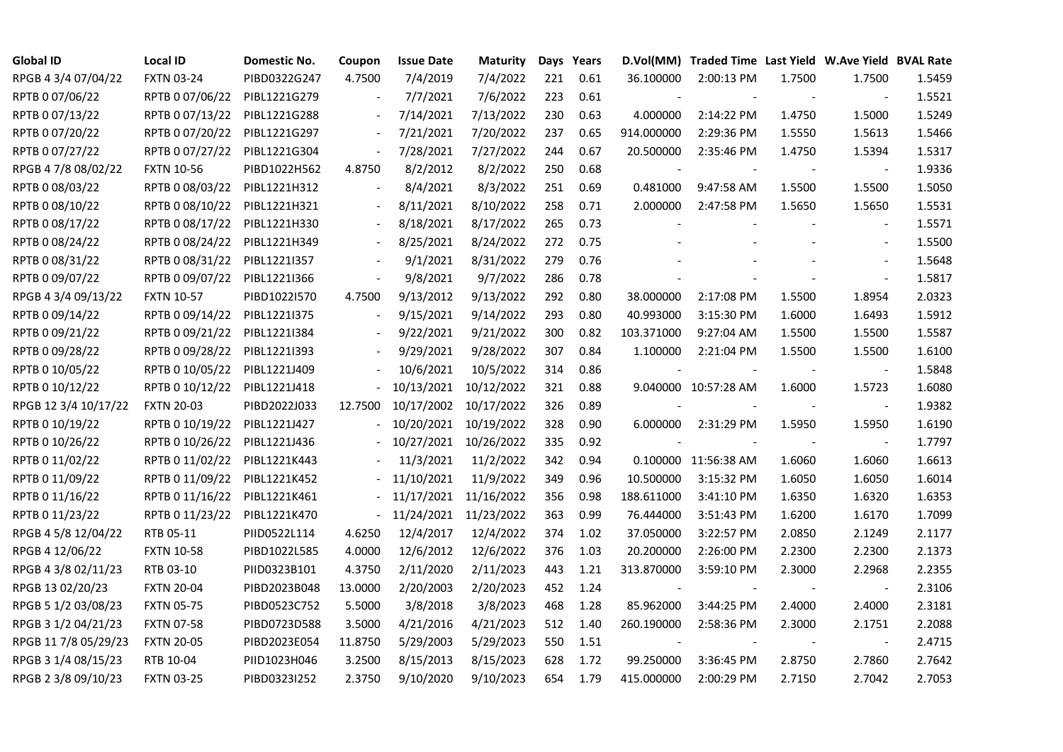| Global ID | Local ID | Domestic No. | Coupon | Issue Date | Maturity | Days | Years | D.Vol(MM) | Traded Time | Last Yield | W.Ave Yield | BVAL Rate |
|---|---|---|---|---|---|---|---|---|---|---|---|---|
| RPGB 4 3/4 07/04/22 | FXTN 03-24 | PIBD0322G247 | 4.7500 | 7/4/2019 | 7/4/2022 | 221 | 0.61 | 36.100000 | 2:00:13 PM | 1.7500 | 1.7500 | 1.5459 |
| RPTB 0 07/06/22 | RPTB 0 07/06/22 | PIBL1221G279 | - | 7/7/2021 | 7/6/2022 | 223 | 0.61 | - | - | - | - | 1.5521 |
| RPTB 0 07/13/22 | RPTB 0 07/13/22 | PIBL1221G288 | - | 7/14/2021 | 7/13/2022 | 230 | 0.63 | 4.000000 | 2:14:22 PM | 1.4750 | 1.5000 | 1.5249 |
| RPTB 0 07/20/22 | RPTB 0 07/20/22 | PIBL1221G297 | - | 7/21/2021 | 7/20/2022 | 237 | 0.65 | 914.000000 | 2:29:36 PM | 1.5550 | 1.5613 | 1.5466 |
| RPTB 0 07/27/22 | RPTB 0 07/27/22 | PIBL1221G304 | - | 7/28/2021 | 7/27/2022 | 244 | 0.67 | 20.500000 | 2:35:46 PM | 1.4750 | 1.5394 | 1.5317 |
| RPGB 4 7/8 08/02/22 | FXTN 10-56 | PIBD1022H562 | 4.8750 | 8/2/2012 | 8/2/2022 | 250 | 0.68 | - | - | - | - | 1.9336 |
| RPTB 0 08/03/22 | RPTB 0 08/03/22 | PIBL1221H312 | - | 8/4/2021 | 8/3/2022 | 251 | 0.69 | 0.481000 | 9:47:58 AM | 1.5500 | 1.5500 | 1.5050 |
| RPTB 0 08/10/22 | RPTB 0 08/10/22 | PIBL1221H321 | - | 8/11/2021 | 8/10/2022 | 258 | 0.71 | 2.000000 | 2:47:58 PM | 1.5650 | 1.5650 | 1.5531 |
| RPTB 0 08/17/22 | RPTB 0 08/17/22 | PIBL1221H330 | - | 8/18/2021 | 8/17/2022 | 265 | 0.73 | - | - | - | - | 1.5571 |
| RPTB 0 08/24/22 | RPTB 0 08/24/22 | PIBL1221H349 | - | 8/25/2021 | 8/24/2022 | 272 | 0.75 | - | - | - | - | 1.5500 |
| RPTB 0 08/31/22 | RPTB 0 08/31/22 | PIBL1221I357 | - | 9/1/2021 | 8/31/2022 | 279 | 0.76 | - | - | - | - | 1.5648 |
| RPTB 0 09/07/22 | RPTB 0 09/07/22 | PIBL1221I366 | - | 9/8/2021 | 9/7/2022 | 286 | 0.78 | - | - | - | - | 1.5817 |
| RPGB 4 3/4 09/13/22 | FXTN 10-57 | PIBD1022I570 | 4.7500 | 9/13/2012 | 9/13/2022 | 292 | 0.80 | 38.000000 | 2:17:08 PM | 1.5500 | 1.8954 | 2.0323 |
| RPTB 0 09/14/22 | RPTB 0 09/14/22 | PIBL1221I375 | - | 9/15/2021 | 9/14/2022 | 293 | 0.80 | 40.993000 | 3:15:30 PM | 1.6000 | 1.6493 | 1.5912 |
| RPTB 0 09/21/22 | RPTB 0 09/21/22 | PIBL1221I384 | - | 9/22/2021 | 9/21/2022 | 300 | 0.82 | 103.371000 | 9:27:04 AM | 1.5500 | 1.5500 | 1.5587 |
| RPTB 0 09/28/22 | RPTB 0 09/28/22 | PIBL1221I393 | - | 9/29/2021 | 9/28/2022 | 307 | 0.84 | 1.100000 | 2:21:04 PM | 1.5500 | 1.5500 | 1.6100 |
| RPTB 0 10/05/22 | RPTB 0 10/05/22 | PIBL1221J409 | - | 10/6/2021 | 10/5/2022 | 314 | 0.86 | - | - | - | - | 1.5848 |
| RPTB 0 10/12/22 | RPTB 0 10/12/22 | PIBL1221J418 | - | 10/13/2021 | 10/12/2022 | 321 | 0.88 | 9.040000 | 10:57:28 AM | 1.6000 | 1.5723 | 1.6080 |
| RPGB 12 3/4 10/17/22 | FXTN 20-03 | PIBD2022J033 | 12.7500 | 10/17/2002 | 10/17/2022 | 326 | 0.89 | - | - | - | - | 1.9382 |
| RPTB 0 10/19/22 | RPTB 0 10/19/22 | PIBL1221J427 | - | 10/20/2021 | 10/19/2022 | 328 | 0.90 | 6.000000 | 2:31:29 PM | 1.5950 | 1.5950 | 1.6190 |
| RPTB 0 10/26/22 | RPTB 0 10/26/22 | PIBL1221J436 | - | 10/27/2021 | 10/26/2022 | 335 | 0.92 | - | - | - | - | 1.7797 |
| RPTB 0 11/02/22 | RPTB 0 11/02/22 | PIBL1221K443 | - | 11/3/2021 | 11/2/2022 | 342 | 0.94 | 0.100000 | 11:56:38 AM | 1.6060 | 1.6060 | 1.6613 |
| RPTB 0 11/09/22 | RPTB 0 11/09/22 | PIBL1221K452 | - | 11/10/2021 | 11/9/2022 | 349 | 0.96 | 10.500000 | 3:15:32 PM | 1.6050 | 1.6050 | 1.6014 |
| RPTB 0 11/16/22 | RPTB 0 11/16/22 | PIBL1221K461 | - | 11/17/2021 | 11/16/2022 | 356 | 0.98 | 188.611000 | 3:41:10 PM | 1.6350 | 1.6320 | 1.6353 |
| RPTB 0 11/23/22 | RPTB 0 11/23/22 | PIBL1221K470 | - | 11/24/2021 | 11/23/2022 | 363 | 0.99 | 76.444000 | 3:51:43 PM | 1.6200 | 1.6170 | 1.7099 |
| RPGB 4 5/8 12/04/22 | RTB 05-11 | PIID0522L114 | 4.6250 | 12/4/2017 | 12/4/2022 | 374 | 1.02 | 37.050000 | 3:22:57 PM | 2.0850 | 2.1249 | 2.1177 |
| RPGB 4 12/06/22 | FXTN 10-58 | PIBD1022L585 | 4.0000 | 12/6/2012 | 12/6/2022 | 376 | 1.03 | 20.200000 | 2:26:00 PM | 2.2300 | 2.2300 | 2.1373 |
| RPGB 4 3/8 02/11/23 | RTB 03-10 | PIID0323B101 | 4.3750 | 2/11/2020 | 2/11/2023 | 443 | 1.21 | 313.870000 | 3:59:10 PM | 2.3000 | 2.2968 | 2.2355 |
| RPGB 13 02/20/23 | FXTN 20-04 | PIBD2023B048 | 13.0000 | 2/20/2003 | 2/20/2023 | 452 | 1.24 | - | - | - | - | 2.3106 |
| RPGB 5 1/2 03/08/23 | FXTN 05-75 | PIBD0523C752 | 5.5000 | 3/8/2018 | 3/8/2023 | 468 | 1.28 | 85.962000 | 3:44:25 PM | 2.4000 | 2.4000 | 2.3181 |
| RPGB 3 1/2 04/21/23 | FXTN 07-58 | PIBD0723D588 | 3.5000 | 4/21/2016 | 4/21/2023 | 512 | 1.40 | 260.190000 | 2:58:36 PM | 2.3000 | 2.1751 | 2.2088 |
| RPGB 11 7/8 05/29/23 | FXTN 20-05 | PIBD2023E054 | 11.8750 | 5/29/2003 | 5/29/2023 | 550 | 1.51 | - | - | - | - | 2.4715 |
| RPGB 3 1/4 08/15/23 | RTB 10-04 | PIID1023H046 | 3.2500 | 8/15/2013 | 8/15/2023 | 628 | 1.72 | 99.250000 | 3:36:45 PM | 2.8750 | 2.7860 | 2.7642 |
| RPGB 2 3/8 09/10/23 | FXTN 03-25 | PIBD0323I252 | 2.3750 | 9/10/2020 | 9/10/2023 | 654 | 1.79 | 415.000000 | 2:00:29 PM | 2.7150 | 2.7042 | 2.7053 |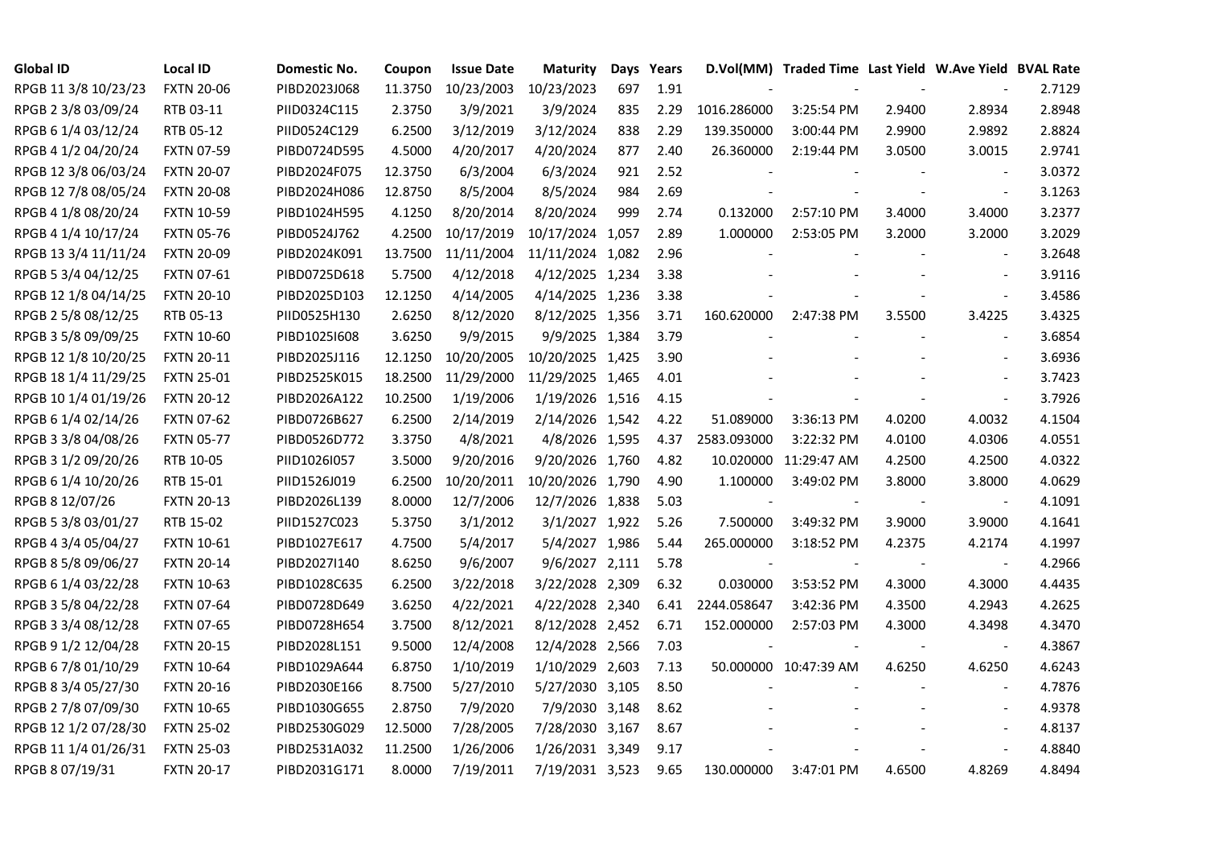| Global ID | Local ID | Domestic No. | Coupon | Issue Date | Maturity | Days | Years | D.Vol(MM) | Traded Time | Last Yield | W.Ave Yield | BVAL Rate |
|---|---|---|---|---|---|---|---|---|---|---|---|---|
| RPGB 11 3/8 10/23/23 | FXTN 20-06 | PIBD2023J068 | 11.3750 | 10/23/2003 | 10/23/2023 | 697 | 1.91 | - | - | - | - | 2.7129 |
| RPGB 2 3/8 03/09/24 | RTB 03-11 | PIID0324C115 | 2.3750 | 3/9/2021 | 3/9/2024 | 835 | 2.29 | 1016.286000 | 3:25:54 PM | 2.9400 | 2.8934 | 2.8948 |
| RPGB 6 1/4 03/12/24 | RTB 05-12 | PIID0524C129 | 6.2500 | 3/12/2019 | 3/12/2024 | 838 | 2.29 | 139.350000 | 3:00:44 PM | 2.9900 | 2.9892 | 2.8824 |
| RPGB 4 1/2 04/20/24 | FXTN 07-59 | PIBD0724D595 | 4.5000 | 4/20/2017 | 4/20/2024 | 877 | 2.40 | 26.360000 | 2:19:44 PM | 3.0500 | 3.0015 | 2.9741 |
| RPGB 12 3/8 06/03/24 | FXTN 20-07 | PIBD2024F075 | 12.3750 | 6/3/2004 | 6/3/2024 | 921 | 2.52 | - | - | - | - | 3.0372 |
| RPGB 12 7/8 08/05/24 | FXTN 20-08 | PIBD2024H086 | 12.8750 | 8/5/2004 | 8/5/2024 | 984 | 2.69 | - | - | - | - | 3.1263 |
| RPGB 4 1/8 08/20/24 | FXTN 10-59 | PIBD1024H595 | 4.1250 | 8/20/2014 | 8/20/2024 | 999 | 2.74 | 0.132000 | 2:57:10 PM | 3.4000 | 3.4000 | 3.2377 |
| RPGB 4 1/4 10/17/24 | FXTN 05-76 | PIBD0524J762 | 4.2500 | 10/17/2019 | 10/17/2024 | 1,057 | 2.89 | 1.000000 | 2:53:05 PM | 3.2000 | 3.2000 | 3.2029 |
| RPGB 13 3/4 11/11/24 | FXTN 20-09 | PIBD2024K091 | 13.7500 | 11/11/2004 | 11/11/2024 | 1,082 | 2.96 | - | - | - | - | 3.2648 |
| RPGB 5 3/4 04/12/25 | FXTN 07-61 | PIBD0725D618 | 5.7500 | 4/12/2018 | 4/12/2025 | 1,234 | 3.38 | - | - | - | - | 3.9116 |
| RPGB 12 1/8 04/14/25 | FXTN 20-10 | PIBD2025D103 | 12.1250 | 4/14/2005 | 4/14/2025 | 1,236 | 3.38 | - | - | - | - | 3.4586 |
| RPGB 2 5/8 08/12/25 | RTB 05-13 | PIID0525H130 | 2.6250 | 8/12/2020 | 8/12/2025 | 1,356 | 3.71 | 160.620000 | 2:47:38 PM | 3.5500 | 3.4225 | 3.4325 |
| RPGB 3 5/8 09/09/25 | FXTN 10-60 | PIBD1025I608 | 3.6250 | 9/9/2015 | 9/9/2025 | 1,384 | 3.79 | - | - | - | - | 3.6854 |
| RPGB 12 1/8 10/20/25 | FXTN 20-11 | PIBD2025J116 | 12.1250 | 10/20/2005 | 10/20/2025 | 1,425 | 3.90 | - | - | - | - | 3.6936 |
| RPGB 18 1/4 11/29/25 | FXTN 25-01 | PIBD2525K015 | 18.2500 | 11/29/2000 | 11/29/2025 | 1,465 | 4.01 | - | - | - | - | 3.7423 |
| RPGB 10 1/4 01/19/26 | FXTN 20-12 | PIBD2026A122 | 10.2500 | 1/19/2006 | 1/19/2026 | 1,516 | 4.15 | - | - | - | - | 3.7926 |
| RPGB 6 1/4 02/14/26 | FXTN 07-62 | PIBD0726B627 | 6.2500 | 2/14/2019 | 2/14/2026 | 1,542 | 4.22 | 51.089000 | 3:36:13 PM | 4.0200 | 4.0032 | 4.1504 |
| RPGB 3 3/8 04/08/26 | FXTN 05-77 | PIBD0526D772 | 3.3750 | 4/8/2021 | 4/8/2026 | 1,595 | 4.37 | 2583.093000 | 3:22:32 PM | 4.0100 | 4.0306 | 4.0551 |
| RPGB 3 1/2 09/20/26 | RTB 10-05 | PIID1026I057 | 3.5000 | 9/20/2016 | 9/20/2026 | 1,760 | 4.82 | 10.020000 | 11:29:47 AM | 4.2500 | 4.2500 | 4.0322 |
| RPGB 6 1/4 10/20/26 | RTB 15-01 | PIID1526J019 | 6.2500 | 10/20/2011 | 10/20/2026 | 1,790 | 4.90 | 1.100000 | 3:49:02 PM | 3.8000 | 3.8000 | 4.0629 |
| RPGB 8 12/07/26 | FXTN 20-13 | PIBD2026L139 | 8.0000 | 12/7/2006 | 12/7/2026 | 1,838 | 5.03 | - | - | - | - | 4.1091 |
| RPGB 5 3/8 03/01/27 | RTB 15-02 | PIID1527C023 | 5.3750 | 3/1/2012 | 3/1/2027 | 1,922 | 5.26 | 7.500000 | 3:49:32 PM | 3.9000 | 3.9000 | 4.1641 |
| RPGB 4 3/4 05/04/27 | FXTN 10-61 | PIBD1027E617 | 4.7500 | 5/4/2017 | 5/4/2027 | 1,986 | 5.44 | 265.000000 | 3:18:52 PM | 4.2375 | 4.2174 | 4.1997 |
| RPGB 8 5/8 09/06/27 | FXTN 20-14 | PIBD2027I140 | 8.6250 | 9/6/2007 | 9/6/2027 | 2,111 | 5.78 | - | - | - | - | 4.2966 |
| RPGB 6 1/4 03/22/28 | FXTN 10-63 | PIBD1028C635 | 6.2500 | 3/22/2018 | 3/22/2028 | 2,309 | 6.32 | 0.030000 | 3:53:52 PM | 4.3000 | 4.3000 | 4.4435 |
| RPGB 3 5/8 04/22/28 | FXTN 07-64 | PIBD0728D649 | 3.6250 | 4/22/2021 | 4/22/2028 | 2,340 | 6.41 | 2244.058647 | 3:42:36 PM | 4.3500 | 4.2943 | 4.2625 |
| RPGB 3 3/4 08/12/28 | FXTN 07-65 | PIBD0728H654 | 3.7500 | 8/12/2021 | 8/12/2028 | 2,452 | 6.71 | 152.000000 | 2:57:03 PM | 4.3000 | 4.3498 | 4.3470 |
| RPGB 9 1/2 12/04/28 | FXTN 20-15 | PIBD2028L151 | 9.5000 | 12/4/2008 | 12/4/2028 | 2,566 | 7.03 | - | - | - | - | 4.3867 |
| RPGB 6 7/8 01/10/29 | FXTN 10-64 | PIBD1029A644 | 6.8750 | 1/10/2019 | 1/10/2029 | 2,603 | 7.13 | 50.000000 | 10:47:39 AM | 4.6250 | 4.6250 | 4.6243 |
| RPGB 8 3/4 05/27/30 | FXTN 20-16 | PIBD2030E166 | 8.7500 | 5/27/2010 | 5/27/2030 | 3,105 | 8.50 | - | - | - | - | 4.7876 |
| RPGB 2 7/8 07/09/30 | FXTN 10-65 | PIBD1030G655 | 2.8750 | 7/9/2020 | 7/9/2030 | 3,148 | 8.62 | - | - | - | - | 4.9378 |
| RPGB 12 1/2 07/28/30 | FXTN 25-02 | PIBD2530G029 | 12.5000 | 7/28/2005 | 7/28/2030 | 3,167 | 8.67 | - | - | - | - | 4.8137 |
| RPGB 11 1/4 01/26/31 | FXTN 25-03 | PIBD2531A032 | 11.2500 | 1/26/2006 | 1/26/2031 | 3,349 | 9.17 | - | - | - | - | 4.8840 |
| RPGB 8 07/19/31 | FXTN 20-17 | PIBD2031G171 | 8.0000 | 7/19/2011 | 7/19/2031 | 3,523 | 9.65 | 130.000000 | 3:47:01 PM | 4.6500 | 4.8269 | 4.8494 |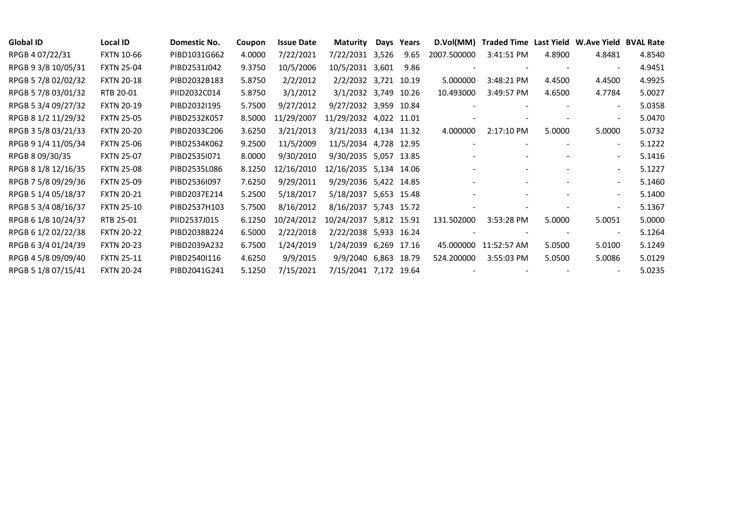| Global ID | Local ID | Domestic No. | Coupon | Issue Date | Maturity | Days | Years | D.Vol(MM) | Traded Time | Last Yield | W.Ave Yield | BVAL Rate |
|---|---|---|---|---|---|---|---|---|---|---|---|---|
| RPGB 4 07/22/31 | FXTN 10-66 | PIBD1031G662 | 4.0000 | 7/22/2021 | 7/22/2031 | 3,526 | 9.65 | 2007.500000 | 3:41:51 PM | 4.8900 | 4.8481 | 4.8540 |
| RPGB 9 3/8 10/05/31 | FXTN 25-04 | PIBD2531J042 | 9.3750 | 10/5/2006 | 10/5/2031 | 3,601 | 9.86 | - | - | - | - | 4.9451 |
| RPGB 5 7/8 02/02/32 | FXTN 20-18 | PIBD2032B183 | 5.8750 | 2/2/2012 | 2/2/2032 | 3,721 | 10.19 | 5.000000 | 3:48:21 PM | 4.4500 | 4.4500 | 4.9925 |
| RPGB 5 7/8 03/01/32 | RTB 20-01 | PIID2032C014 | 5.8750 | 3/1/2012 | 3/1/2032 | 3,749 | 10.26 | 10.493000 | 3:49:57 PM | 4.6500 | 4.7784 | 5.0027 |
| RPGB 5 3/4 09/27/32 | FXTN 20-19 | PIBD2032I195 | 5.7500 | 9/27/2012 | 9/27/2032 | 3,959 | 10.84 | - | - | - | - | 5.0358 |
| RPGB 8 1/2 11/29/32 | FXTN 25-05 | PIBD2532K057 | 8.5000 | 11/29/2007 | 11/29/2032 | 4,022 | 11.01 | - | - | - | - | 5.0470 |
| RPGB 3 5/8 03/21/33 | FXTN 20-20 | PIBD2033C206 | 3.6250 | 3/21/2013 | 3/21/2033 | 4,134 | 11.32 | 4.000000 | 2:17:10 PM | 5.0000 | 5.0000 | 5.0732 |
| RPGB 9 1/4 11/05/34 | FXTN 25-06 | PIBD2534K062 | 9.2500 | 11/5/2009 | 11/5/2034 | 4,728 | 12.95 | - | - | - | - | 5.1222 |
| RPGB 8 09/30/35 | FXTN 25-07 | PIBD2535I071 | 8.0000 | 9/30/2010 | 9/30/2035 | 5,057 | 13.85 | - | - | - | - | 5.1416 |
| RPGB 8 1/8 12/16/35 | FXTN 25-08 | PIBD2535L086 | 8.1250 | 12/16/2010 | 12/16/2035 | 5,134 | 14.06 | - | - | - | - | 5.1227 |
| RPGB 7 5/8 09/29/36 | FXTN 25-09 | PIBD2536I097 | 7.6250 | 9/29/2011 | 9/29/2036 | 5,422 | 14.85 | - | - | - | - | 5.1460 |
| RPGB 5 1/4 05/18/37 | FXTN 20-21 | PIBD2037E214 | 5.2500 | 5/18/2017 | 5/18/2037 | 5,653 | 15.48 | - | - | - | - | 5.1400 |
| RPGB 5 3/4 08/16/37 | FXTN 25-10 | PIBD2537H103 | 5.7500 | 8/16/2012 | 8/16/2037 | 5,743 | 15.72 | - | - | - | - | 5.1367 |
| RPGB 6 1/8 10/24/37 | RTB 25-01 | PIID2537J015 | 6.1250 | 10/24/2012 | 10/24/2037 | 5,812 | 15.91 | 131.502000 | 3:53:28 PM | 5.0000 | 5.0051 | 5.0000 |
| RPGB 6 1/2 02/22/38 | FXTN 20-22 | PIBD2038B224 | 6.5000 | 2/22/2018 | 2/22/2038 | 5,933 | 16.24 | - | - | - | - | 5.1264 |
| RPGB 6 3/4 01/24/39 | FXTN 20-23 | PIBD2039A232 | 6.7500 | 1/24/2019 | 1/24/2039 | 6,269 | 17.16 | 45.000000 | 11:52:57 AM | 5.0500 | 5.0100 | 5.1249 |
| RPGB 4 5/8 09/09/40 | FXTN 25-11 | PIBD2540I116 | 4.6250 | 9/9/2015 | 9/9/2040 | 6,863 | 18.79 | 524.200000 | 3:55:03 PM | 5.0500 | 5.0086 | 5.0129 |
| RPGB 5 1/8 07/15/41 | FXTN 20-24 | PIBD2041G241 | 5.1250 | 7/15/2021 | 7/15/2041 | 7,172 | 19.64 | - | - | - | - | 5.0235 |